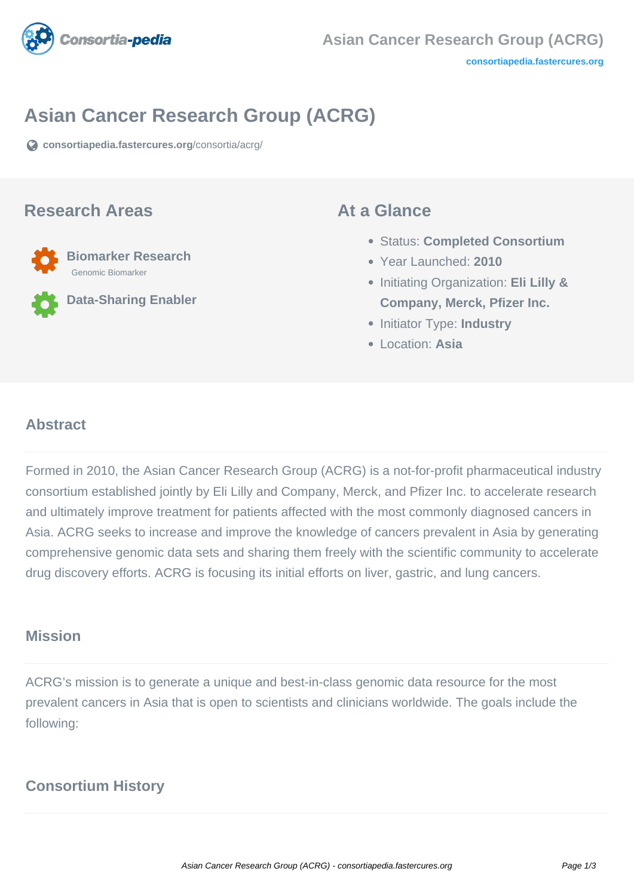# Asian Cancer Research Group (ACRG)

consortiapedia.fastercures.org/consortia/acrg/

## Research Areas

**Biomarker Research**
Genomic Biomarker

**Data-Sharing Enabler**

## At a Glance

- Status: **Completed Consortium**
- Year Launched: **2010**
- Initiating Organization: **Eli Lilly & Company, Merck, Pfizer Inc.**
- Initiator Type: **Industry**
- Location: **Asia**

### Abstract

Formed in 2010, the Asian Cancer Research Group (ACRG) is a not-for-profit pharmaceutical industry consortium established jointly by Eli Lilly and Company, Merck, and Pfizer Inc. to accelerate research and ultimately improve treatment for patients affected with the most commonly diagnosed cancers in Asia. ACRG seeks to increase and improve the knowledge of cancers prevalent in Asia by generating comprehensive genomic data sets and sharing them freely with the scientific community to accelerate drug discovery efforts. ACRG is focusing its initial efforts on liver, gastric, and lung cancers.

### Mission

ACRG's mission is to generate a unique and best-in-class genomic data resource for the most prevalent cancers in Asia that is open to scientists and clinicians worldwide. The goals include the following:

### Consortium History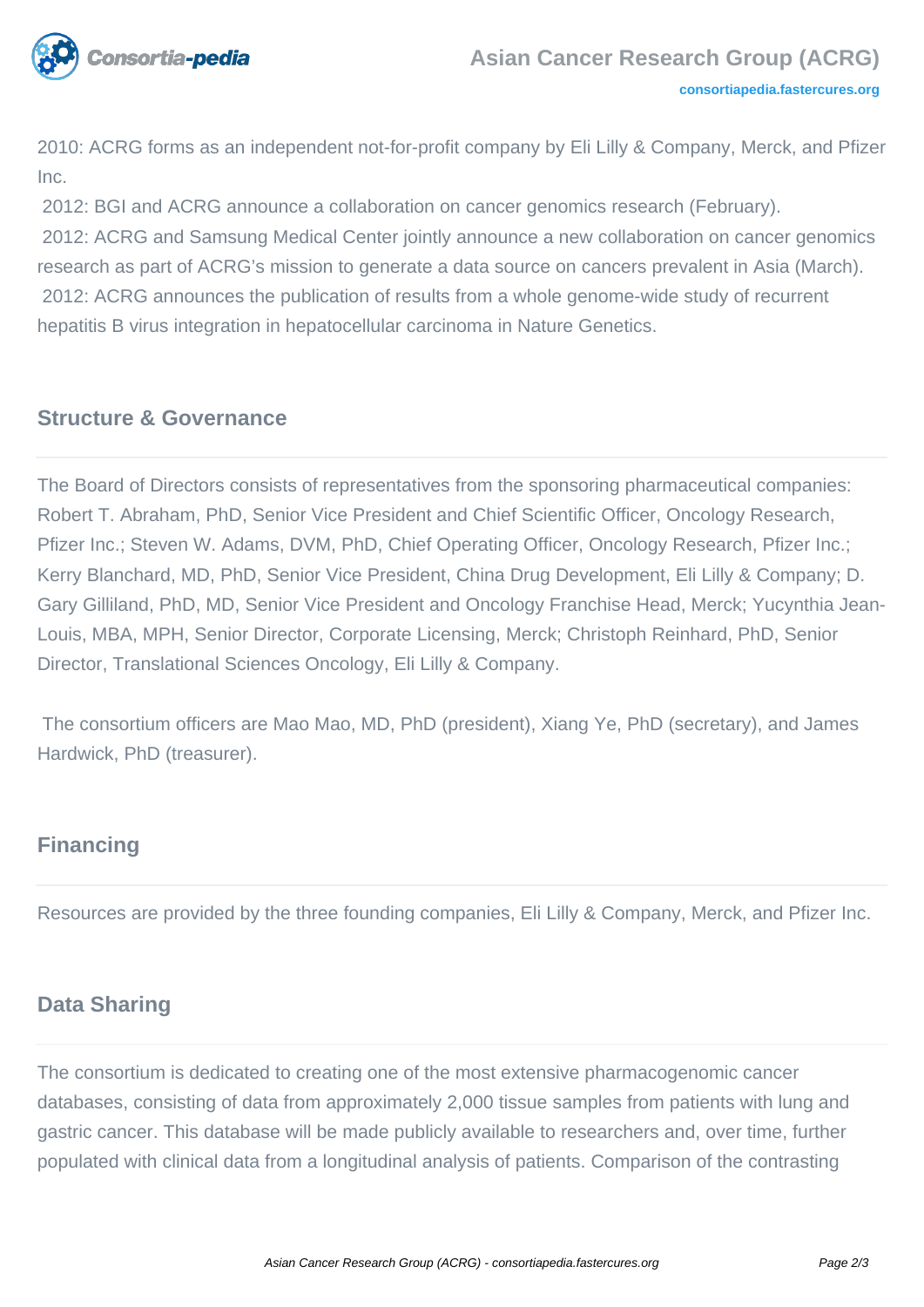2010: ACRG forms as an independent not-for-profit company by Eli Lilly & Company, Merck, and Pfizer Inc.

2012: BGI and ACRG announce a collaboration on cancer genomics research (February).

2012: ACRG and Samsung Medical Center jointly announce a new collaboration on cancer genomics research as part of ACRG's mission to generate a data source on cancers prevalent in Asia (March).

2012: ACRG announces the publication of results from a whole genome-wide study of recurrent hepatitis B virus integration in hepatocellular carcinoma in Nature Genetics.

## Structure & Governance

The Board of Directors consists of representatives from the sponsoring pharmaceutical companies: Robert T. Abraham, PhD, Senior Vice President and Chief Scientific Officer, Oncology Research, Pfizer Inc.; Steven W. Adams, DVM, PhD, Chief Operating Officer, Oncology Research, Pfizer Inc.; Kerry Blanchard, MD, PhD, Senior Vice President, China Drug Development, Eli Lilly & Company; D. Gary Gilliland, PhD, MD, Senior Vice President and Oncology Franchise Head, Merck; Yucynthia Jean-Louis, MBA, MPH, Senior Director, Corporate Licensing, Merck; Christoph Reinhard, PhD, Senior Director, Translational Sciences Oncology, Eli Lilly & Company.

The consortium officers are Mao Mao, MD, PhD (president), Xiang Ye, PhD (secretary), and James Hardwick, PhD (treasurer).

## Financing

Resources are provided by the three founding companies, Eli Lilly & Company, Merck, and Pfizer Inc.

## Data Sharing

The consortium is dedicated to creating one of the most extensive pharmacogenomic cancer databases, consisting of data from approximately 2,000 tissue samples from patients with lung and gastric cancer. This database will be made publicly available to researchers and, over time, further populated with clinical data from a longitudinal analysis of patients. Comparison of the contrasting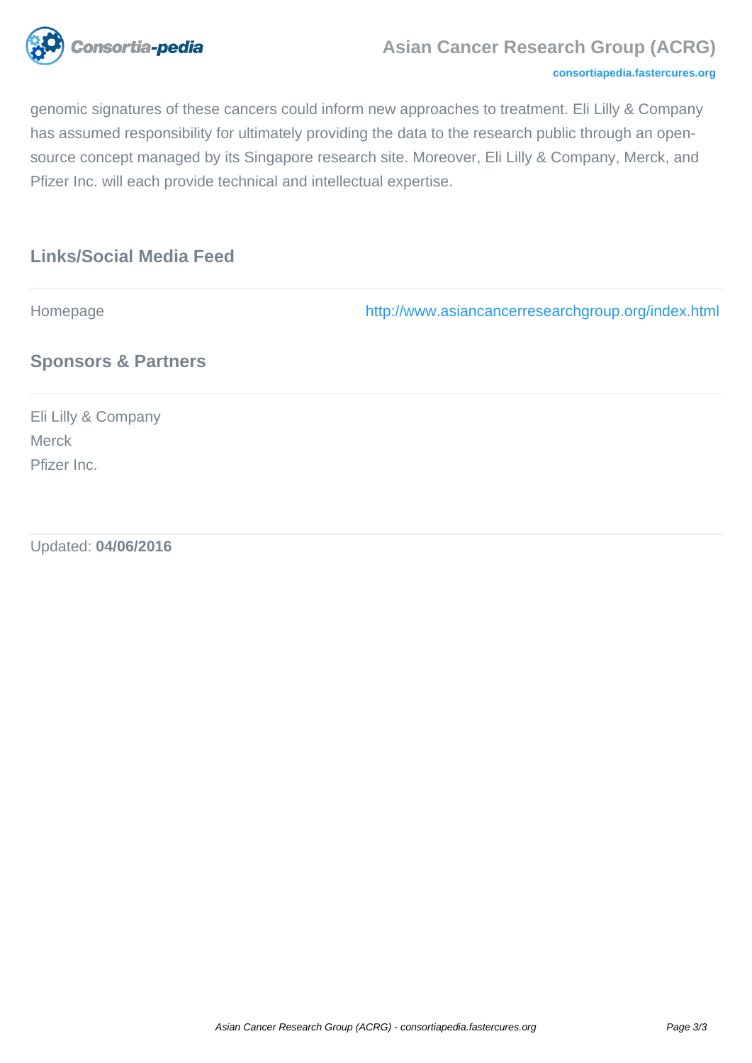genomic signatures of these cancers could inform new approaches to treatment. Eli Lilly & Company has assumed responsibility for ultimately providing the data to the research public through an open-source concept managed by its Singapore research site. Moreover, Eli Lilly & Company, Merck, and Pfizer Inc. will each provide technical and intellectual expertise.

## Links/Social Media Feed

| | |
|---|---|
| Homepage | http://www.asiancancerresearchgroup.org/index.html |

## Sponsors & Partners

Eli Lilly & Company
Merck
Pfizer Inc.

Updated: **04/06/2016**